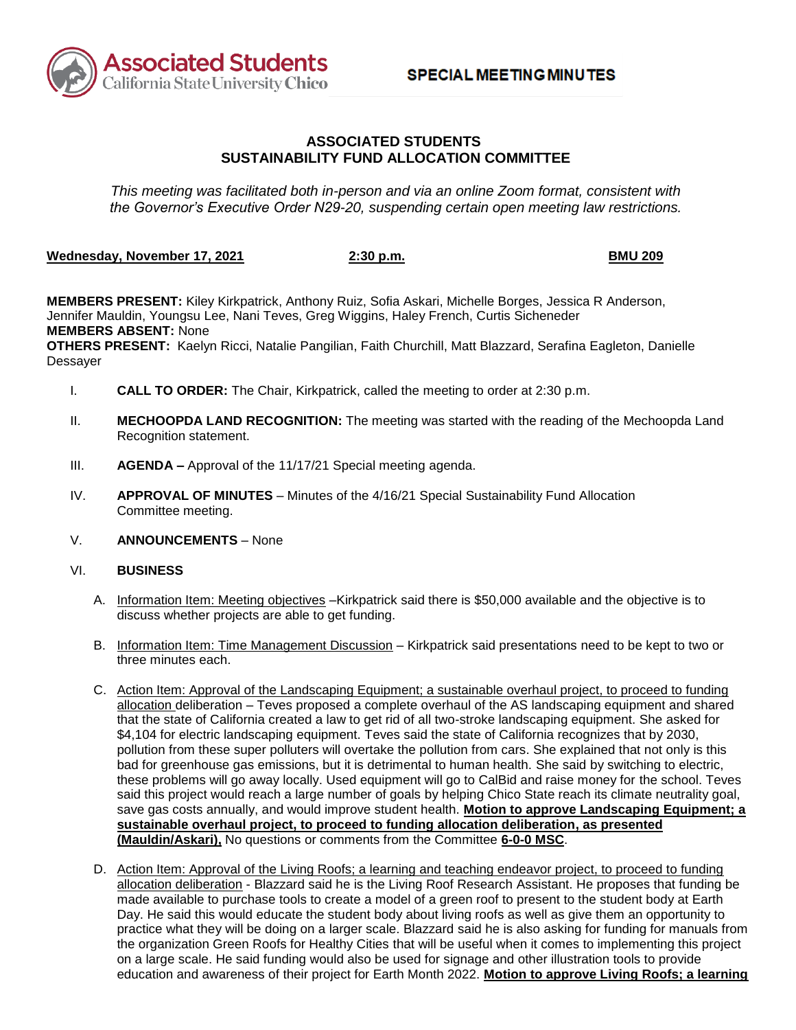**SPECIAL MEETING MINUTES**

## ASSOCIATED STUDENTS
## SUSTAINABILITY FUND ALLOCATION COMMITTEE

*This meeting was facilitated both in-person and via an online Zoom format, consistent with the Governor's Executive Order N29-20, suspending certain open meeting law restrictions.*

**Wednesday, November 17, 2021** | **2:30 p.m.** | **BMU 209**

**MEMBERS PRESENT:** Kiley Kirkpatrick, Anthony Ruiz, Sofia Askari, Michelle Borges, Jessica R Anderson, Jennifer Mauldin, Youngsu Lee, Nani Teves, Greg Wiggins, Haley French, Curtis Sicheneder
**MEMBERS ABSENT:** None
**OTHERS PRESENT:** Kaelyn Ricci, Natalie Pangilian, Faith Churchill, Matt Blazzard, Serafina Eagleton, Danielle Dessayer

I. **CALL TO ORDER:** The Chair, Kirkpatrick, called the meeting to order at 2:30 p.m.

II. **MECHOOPDA LAND RECOGNITION:** The meeting was started with the reading of the Mechoopda Land Recognition statement.

III. **AGENDA –** Approval of the 11/17/21 Special meeting agenda.

IV. **APPROVAL OF MINUTES** – Minutes of the 4/16/21 Special Sustainability Fund Allocation Committee meeting.

V. **ANNOUNCEMENTS** – None

VI. **BUSINESS**

A. Information Item: Meeting objectives –Kirkpatrick said there is $50,000 available and the objective is to discuss whether projects are able to get funding.

B. Information Item: Time Management Discussion – Kirkpatrick said presentations need to be kept to two or three minutes each.

C. Action Item: Approval of the Landscaping Equipment; a sustainable overhaul project, to proceed to funding allocation deliberation – Teves proposed a complete overhaul of the AS landscaping equipment and shared that the state of California created a law to get rid of all two-stroke landscaping equipment. She asked for $4,104 for electric landscaping equipment. Teves said the state of California recognizes that by 2030, pollution from these super polluters will overtake the pollution from cars. She explained that not only is this bad for greenhouse gas emissions, but it is detrimental to human health. She said by switching to electric, these problems will go away locally. Used equipment will go to CalBid and raise money for the school. Teves said this project would reach a large number of goals by helping Chico State reach its climate neutrality goal, save gas costs annually, and would improve student health. **Motion to approve Landscaping Equipment; a sustainable overhaul project, to proceed to funding allocation deliberation, as presented (Mauldin/Askari),** No questions or comments from the Committee **6-0-0 MSC**.

D. Action Item: Approval of the Living Roofs; a learning and teaching endeavor project, to proceed to funding allocation deliberation - Blazzard said he is the Living Roof Research Assistant. He proposes that funding be made available to purchase tools to create a model of a green roof to present to the student body at Earth Day. He said this would educate the student body about living roofs as well as give them an opportunity to practice what they will be doing on a larger scale. Blazzard said he is also asking for funding for manuals from the organization Green Roofs for Healthy Cities that will be useful when it comes to implementing this project on a large scale. He said funding would also be used for signage and other illustration tools to provide education and awareness of their project for Earth Month 2022. **Motion to approve Living Roofs; a learning**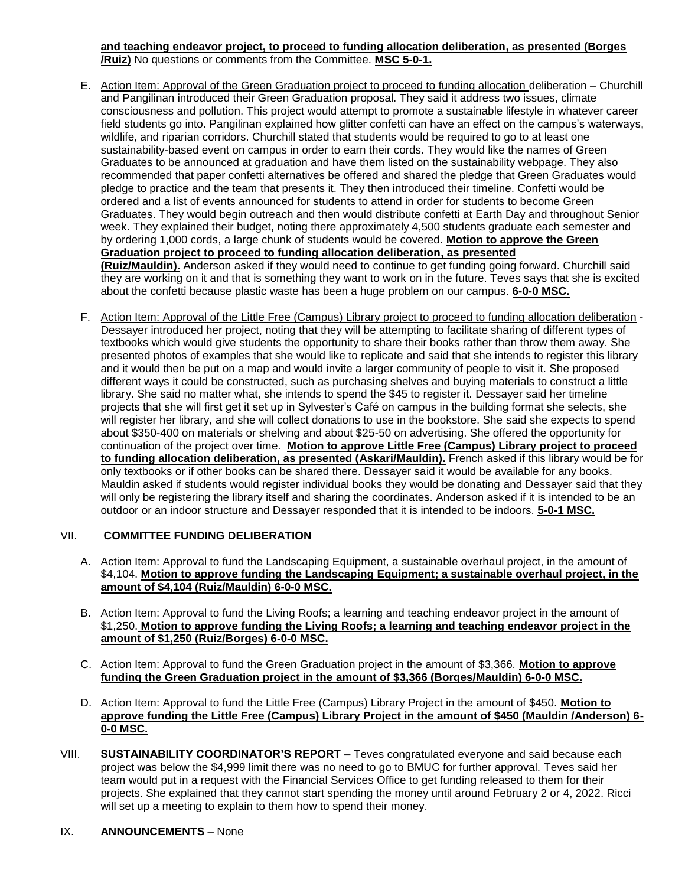**and teaching endeavor project, to proceed to funding allocation deliberation, as presented (Borges /Ruiz)** No questions or comments from the Committee. **MSC 5-0-1.**

E. Action Item: Approval of the Green Graduation project to proceed to funding allocation deliberation – Churchill and Pangilinan introduced their Green Graduation proposal. They said it address two issues, climate consciousness and pollution. This project would attempt to promote a sustainable lifestyle in whatever career field students go into. Pangilinan explained how glitter confetti can have an effect on the campus's waterways, wildlife, and riparian corridors. Churchill stated that students would be required to go to at least one sustainability-based event on campus in order to earn their cords. They would like the names of Green Graduates to be announced at graduation and have them listed on the sustainability webpage. They also recommended that paper confetti alternatives be offered and shared the pledge that Green Graduates would pledge to practice and the team that presents it. They then introduced their timeline. Confetti would be ordered and a list of events announced for students to attend in order for students to become Green Graduates. They would begin outreach and then would distribute confetti at Earth Day and throughout Senior week. They explained their budget, noting there approximately 4,500 students graduate each semester and by ordering 1,000 cords, a large chunk of students would be covered. **Motion to approve the Green Graduation project to proceed to funding allocation deliberation, as presented (Ruiz/Mauldin).** Anderson asked if they would need to continue to get funding going forward. Churchill said they are working on it and that is something they want to work on in the future. Teves says that she is excited about the confetti because plastic waste has been a huge problem on our campus. **6-0-0 MSC.**

F. Action Item: Approval of the Little Free (Campus) Library project to proceed to funding allocation deliberation - Dessayer introduced her project, noting that they will be attempting to facilitate sharing of different types of textbooks which would give students the opportunity to share their books rather than throw them away. She presented photos of examples that she would like to replicate and said that she intends to register this library and it would then be put on a map and would invite a larger community of people to visit it. She proposed different ways it could be constructed, such as purchasing shelves and buying materials to construct a little library. She said no matter what, she intends to spend the $45 to register it. Dessayer said her timeline projects that she will first get it set up in Sylvester's Café on campus in the building format she selects, she will register her library, and she will collect donations to use in the bookstore. She said she expects to spend about $350-400 on materials or shelving and about $25-50 on advertising. She offered the opportunity for continuation of the project over time. **Motion to approve Little Free (Campus) Library project to proceed to funding allocation deliberation, as presented (Askari/Mauldin).** French asked if this library would be for only textbooks or if other books can be shared there. Dessayer said it would be available for any books. Mauldin asked if students would register individual books they would be donating and Dessayer said that they will only be registering the library itself and sharing the coordinates. Anderson asked if it is intended to be an outdoor or an indoor structure and Dessayer responded that it is intended to be indoors. **5-0-1 MSC.**

## VII. COMMITTEE FUNDING DELIBERATION

A. Action Item: Approval to fund the Landscaping Equipment, a sustainable overhaul project, in the amount of $4,104. **Motion to approve funding the Landscaping Equipment; a sustainable overhaul project, in the amount of $4,104 (Ruiz/Mauldin) 6-0-0 MSC.**

B. Action Item: Approval to fund the Living Roofs; a learning and teaching endeavor project in the amount of $1,250. **Motion to approve funding the Living Roofs; a learning and teaching endeavor project in the amount of $1,250 (Ruiz/Borges) 6-0-0 MSC.**

C. Action Item: Approval to fund the Green Graduation project in the amount of $3,366. **Motion to approve funding the Green Graduation project in the amount of $3,366 (Borges/Mauldin) 6-0-0 MSC.**

D. Action Item: Approval to fund the Little Free (Campus) Library Project in the amount of $450. **Motion to approve funding the Little Free (Campus) Library Project in the amount of $450 (Mauldin /Anderson) 6-0-0 MSC.**

## VIII. SUSTAINABILITY COORDINATOR'S REPORT –

Teves congratulated everyone and said because each project was below the $4,999 limit there was no need to go to BMUC for further approval. Teves said her team would put in a request with the Financial Services Office to get funding released to them for their projects. She explained that they cannot start spending the money until around February 2 or 4, 2022. Ricci will set up a meeting to explain to them how to spend their money.

## IX. ANNOUNCEMENTS – None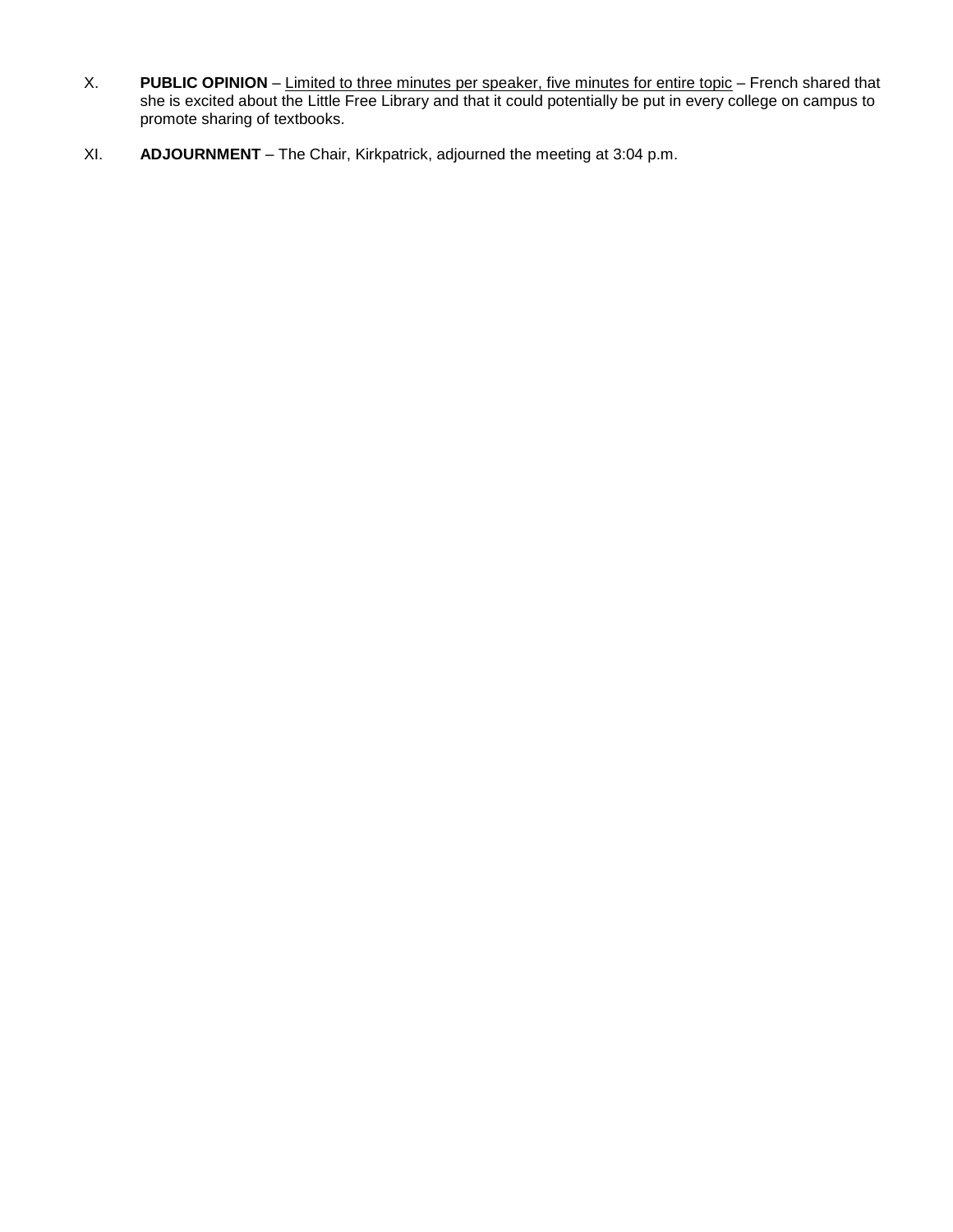X. **PUBLIC OPINION** – Limited to three minutes per speaker, five minutes for entire topic – French shared that she is excited about the Little Free Library and that it could potentially be put in every college on campus to promote sharing of textbooks.

XI. **ADJOURNMENT** – The Chair, Kirkpatrick, adjourned the meeting at 3:04 p.m.